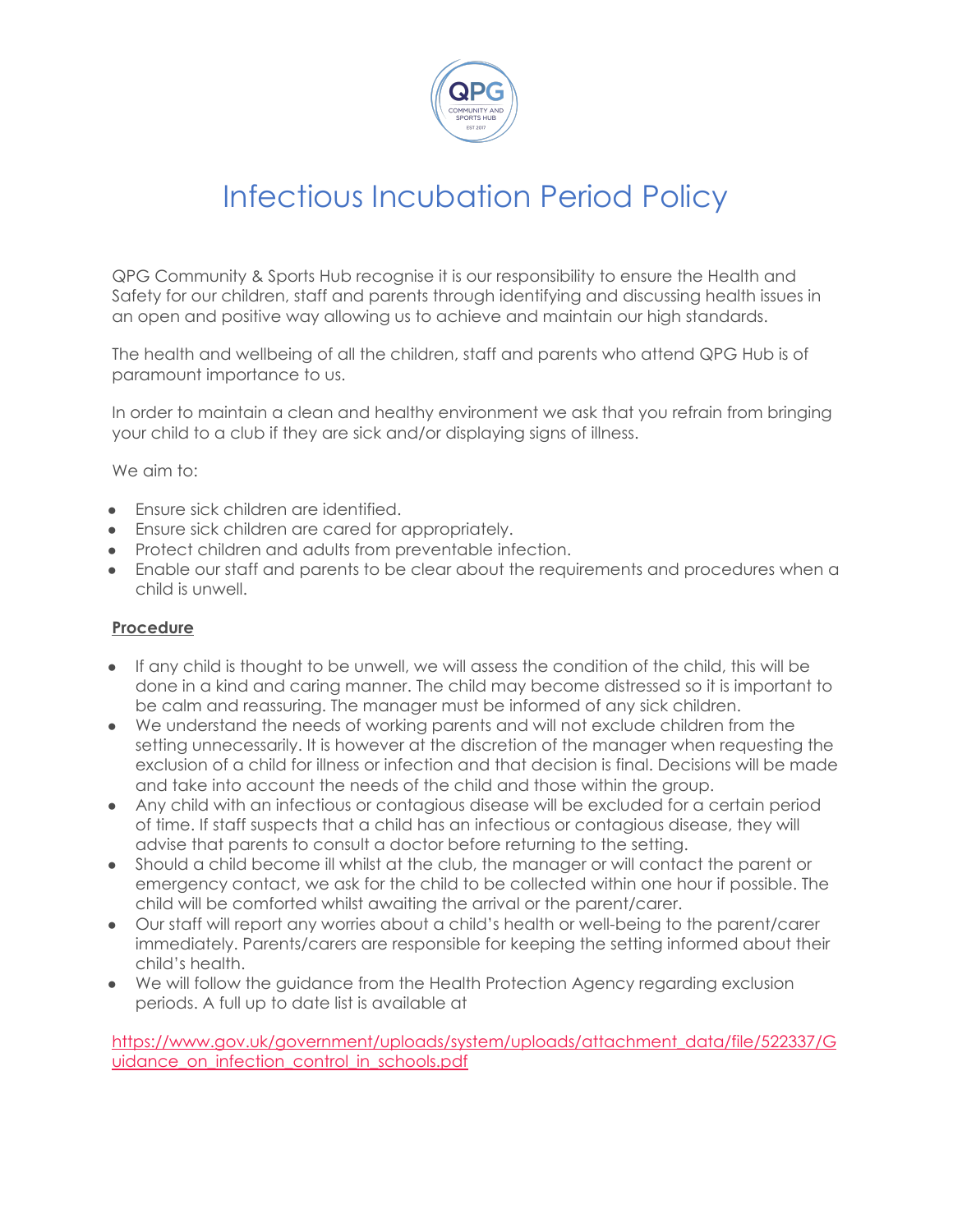# Infectious Incubation Period Policy

QPG Community & Sports Hub recognise it is our responsibility to ensure the Health and Safety for our children, staff and parents through identifying and discussing health issues in an open and positive way allowing us to achieve and maintain our high standards.

The health and wellbeing of all the children, staff and parents who attend QPG Hub is of paramount importance to us.

In order to maintain a clean and healthy environment we ask that you refrain from bringing your child to a club if they are sick and/or displaying signs of illness.

We aim to:

- Ensure sick children are identified.
- Ensure sick children are cared for appropriately.
- Protect children and adults from preventable infection.
- Enable our staff and parents to be clear about the requirements and procedures when a child is unwell.

**Procedure**

- If any child is thought to be unwell, we will assess the condition of the child, this will be done in a kind and caring manner. The child may become distressed so it is important to be calm and reassuring. The manager must be informed of any sick children.
- We understand the needs of working parents and will not exclude children from the setting unnecessarily. It is however at the discretion of the manager when requesting the exclusion of a child for illness or infection and that decision is final. Decisions will be made and take into account the needs of the child and those within the group.
- Any child with an infectious or contagious disease will be excluded for a certain period of time. If staff suspects that a child has an infectious or contagious disease, they will advise that parents to consult a doctor before returning to the setting.
- Should a child become ill whilst at the club, the manager or will contact the parent or emergency contact, we ask for the child to be collected within one hour if possible. The child will be comforted whilst awaiting the arrival or the parent/carer.
- Our staff will report any worries about a child's health or well-being to the parent/carer immediately. Parents/carers are responsible for keeping the setting informed about their child's health.
- We will follow the guidance from the Health Protection Agency regarding exclusion periods. A full up to date list is available at

https://www.gov.uk/government/uploads/system/uploads/attachment_data/file/522337/Guidance_on_infection_control_in_schools.pdf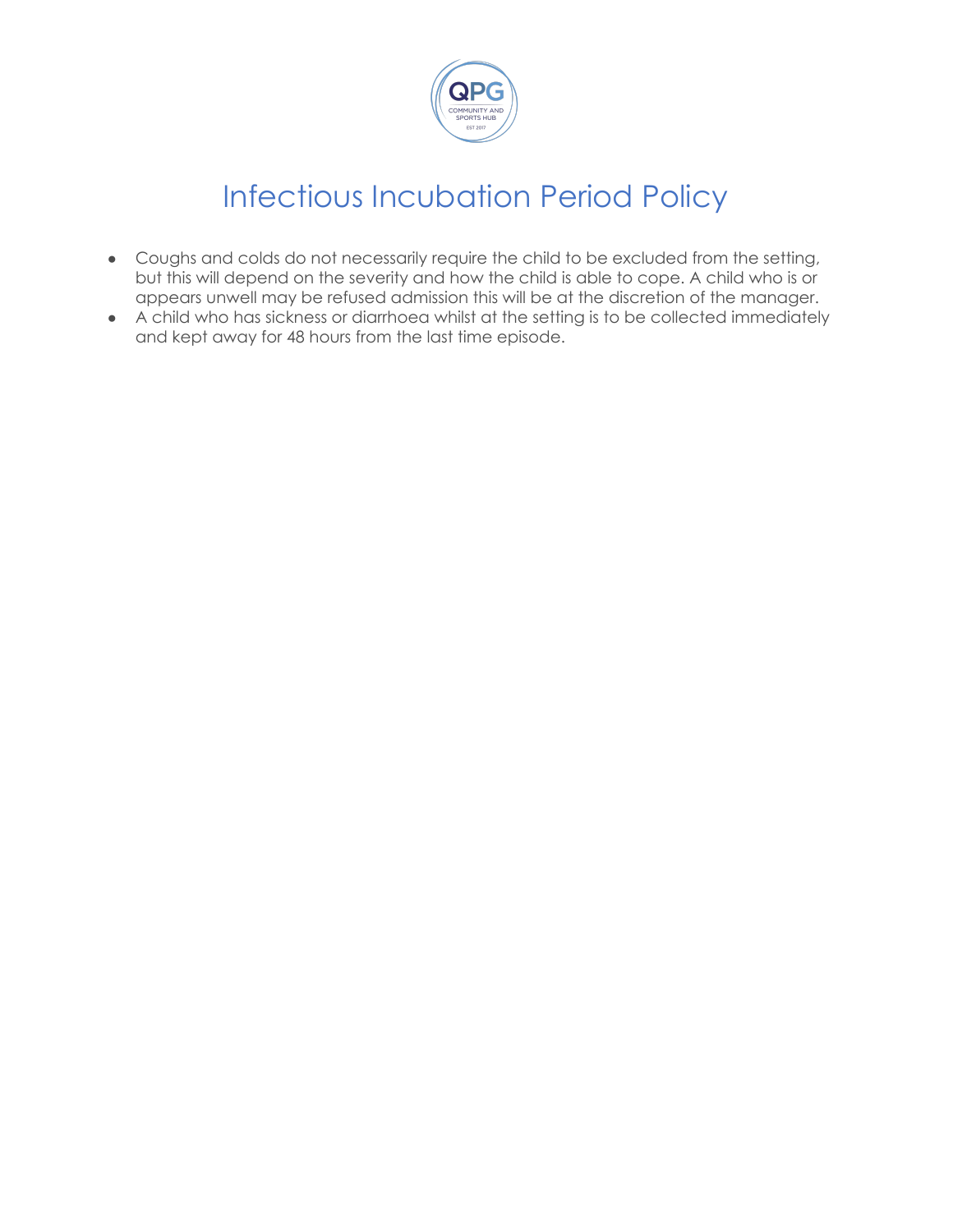# Infectious Incubation Period Policy

- Coughs and colds do not necessarily require the child to be excluded from the setting, but this will depend on the severity and how the child is able to cope. A child who is or appears unwell may be refused admission this will be at the discretion of the manager.
- A child who has sickness or diarrhoea whilst at the setting is to be collected immediately and kept away for 48 hours from the last time episode.